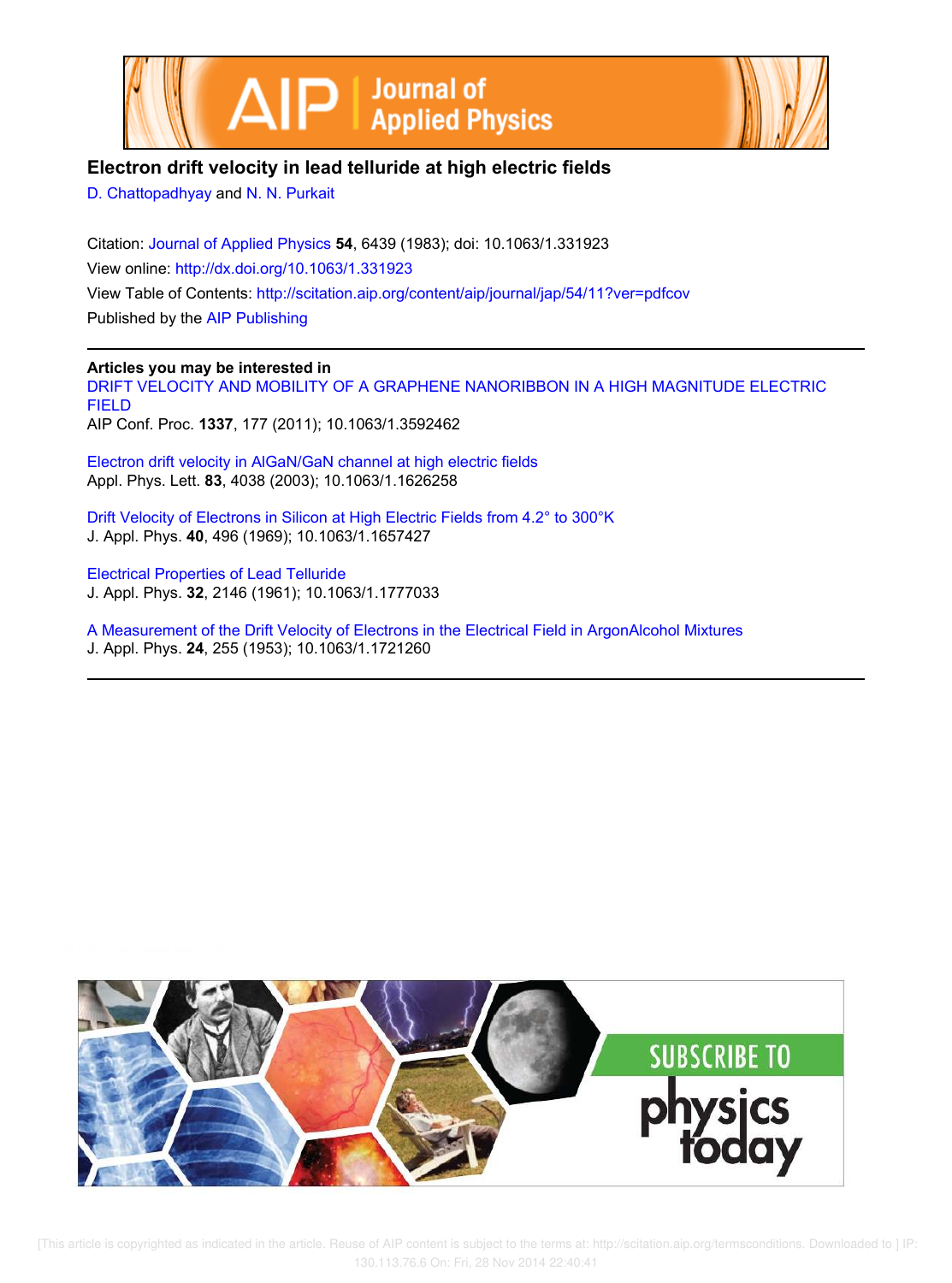# Electron drift velocity in lead telluride at high electric fields

D. Chattopadhyay and N. N. Purkait

Citation: Journal of Applied Physics **54**, 6439 (1983); doi: 10.1063/1.331923

View online: http://dx.doi.org/10.1063/1.331923

View Table of Contents: http://scitation.aip.org/content/aip/journal/jap/54/11?ver=pdfcov

Published by the AIP Publishing

---

**Articles you may be interested in**

DRIFT VELOCITY AND MOBILITY OF A GRAPHENE NANORIBBON IN A HIGH MAGNITUDE ELECTRIC FIELD
AIP Conf. Proc. **1337**, 177 (2011); 10.1063/1.3592462

Electron drift velocity in AlGaN/GaN channel at high electric fields
Appl. Phys. Lett. **83**, 4038 (2003); 10.1063/1.1626258

Drift Velocity of Electrons in Silicon at High Electric Fields from 4.2° to 300°K
J. Appl. Phys. **40**, 496 (1969); 10.1063/1.1657427

Electrical Properties of Lead Telluride
J. Appl. Phys. **32**, 2146 (1961); 10.1063/1.1777033

A Measurement of the Drift Velocity of Electrons in the Electrical Field in ArgonAlcohol Mixtures
J. Appl. Phys. **24**, 255 (1953); 10.1063/1.1721260

---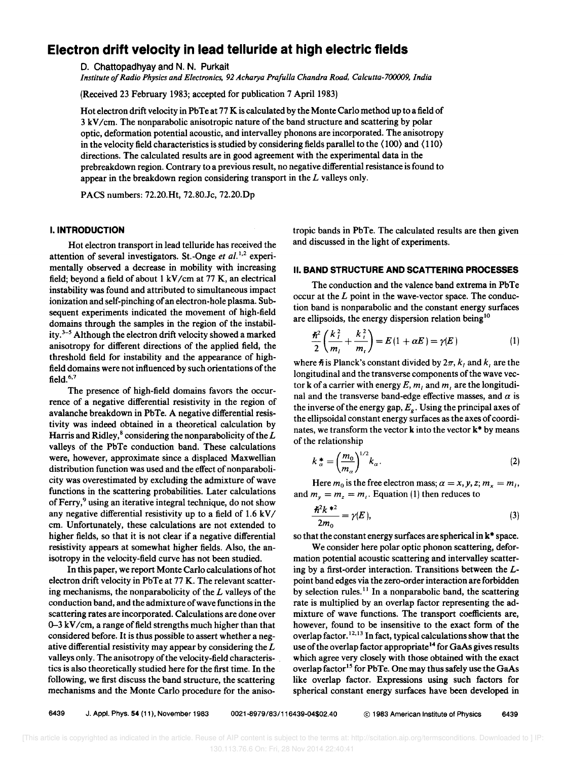# Electron drift velocity in lead telluride at high electric fields

D. Chattopadhyay and N. N. Purkait

*Institute of Radio Physics and Electronics, 92 Acharya Prafulla Chandra Road, Calcutta-700009, India*

(Received 23 February 1983; accepted for publication 7 April 1983)

Hot electron drift velocity in PbTe at 77 K is calculated by the Monte Carlo method up to a field of 3 kV/cm. The nonparabolic anisotropic nature of the band structure and scattering by polar optic, deformation potential acoustic, and intervalley phonons are incorporated. The anisotropy in the velocity field characteristics is studied by considering fields parallel to the ⟨100⟩ and ⟨110⟩ directions. The calculated results are in good agreement with the experimental data in the prebreakdown region. Contrary to a previous result, no negative differential resistance is found to appear in the breakdown region considering transport in the $L$ valleys only.

PACS numbers: 72.20.Ht, 72.80.Jc, 72.20.Dp

## I. INTRODUCTION

Hot electron transport in lead telluride has received the attention of several investigators. St.-Onge *et al.*[1,2] experimentally observed a decrease in mobility with increasing field; beyond a field of about 1 kV/cm at 77 K, an electrical instability was found and attributed to simultaneous impact ionization and self-pinching of an electron-hole plasma. Subsequent experiments indicated the movement of high-field domains through the samples in the region of the instability.[3-5] Although the electron drift velocity showed a marked anisotropy for different directions of the applied field, the threshold field for instability and the appearance of high-field domains were not influenced by such orientations of the field.[6,7]

The presence of high-field domains favors the occurrence of a negative differential resistivity in the region of avalanche breakdown in PbTe. A negative differential resistivity was indeed obtained in a theoretical calculation by Harris and Ridley,[8] considering the nonparabolicity of the $L$ valleys of the PbTe conduction band. These calculations were, however, approximate since a displaced Maxwellian distribution function was used and the effect of nonparabolicity was overestimated by excluding the admixture of wave functions in the scattering probabilities. Later calculations of Ferry,[9] using an iterative integral technique, do not show any negative differential resistivity up to a field of 1.6 kV/cm. Unfortunately, these calculations are not extended to higher fields, so that it is not clear if a negative differential resistivity appears at somewhat higher fields. Also, the anisotropy in the velocity-field curve has not been studied.

In this paper, we report Monte Carlo calculations of hot electron drift velocity in PbTe at 77 K. The relevant scattering mechanisms, the nonparabolicity of the $L$ valleys of the conduction band, and the admixture of wave functions in the scattering rates are incorporated. Calculations are done over 0–3 kV/cm, a range of field strengths much higher than that considered before. It is thus possible to assert whether a negative differential resistivity may appear by considering the $L$ valleys only. The anisotropy of the velocity-field characteristics is also theoretically studied here for the first time. In the following, we first discuss the band structure, the scattering mechanisms and the Monte Carlo procedure for the anisotropic bands in PbTe. The calculated results are then given and discussed in the light of experiments.

## II. BAND STRUCTURE AND SCATTERING PROCESSES

The conduction and the valence band extrema in PbTe occur at the $L$ point in the wave-vector space. The conduction band is nonparabolic and the constant energy surfaces are ellipsoids, the energy dispersion relation being[10]

$$\frac{\hbar^2}{2}\left(\frac{k_l^2}{m_l}+\frac{k_t^2}{m_t}\right)=E(1+\alpha E)=\gamma(E) \tag{1}$$

where $\hbar$ is Planck's constant divided by $2\pi$, $k_l$ and $k_t$ are the longitudinal and the transverse components of the wave vector $\mathbf{k}$ of a carrier with energy $E$, $m_l$ and $m_t$ are the longitudinal and the transverse band-edge effective masses, and $\alpha$ is the inverse of the energy gap, $E_g$. Using the principal axes of the ellipsoidal constant energy surfaces as the axes of coordinates, we transform the vector $\mathbf{k}$ into the vector $\mathbf{k}^*$ by means of the relationship

$$k_\alpha^* = \left(\frac{m_0}{m_\alpha}\right)^{1/2} k_\alpha. \tag{2}$$

Here $m_0$ is the free electron mass; $\alpha = x, y, z$; $m_x = m_l$, and $m_y = m_z = m_t$. Equation (1) then reduces to

$$\frac{\hbar^2 k^{*2}}{2m_0} = \gamma(E), \tag{3}$$

so that the constant energy surfaces are spherical in $\mathbf{k}^*$ space.

We consider here polar optic phonon scattering, deformation potential acoustic scattering and intervalley scattering by a first-order interaction. Transitions between the $L$-point band edges via the zero-order interaction are forbidden by selection rules.[11] In a nonparabolic band, the scattering rate is multiplied by an overlap factor representing the admixture of wave functions. The transport coefficients are, however, found to be insensitive to the exact form of the overlap factor.[12,13] In fact, typical calculations show that the use of the overlap factor appropriate[14] for GaAs gives results which agree very closely with those obtained with the exact overlap factor[15] for PbTe. One may thus safely use the GaAs like overlap factor. Expressions using such factors for spherical constant energy surfaces have been developed in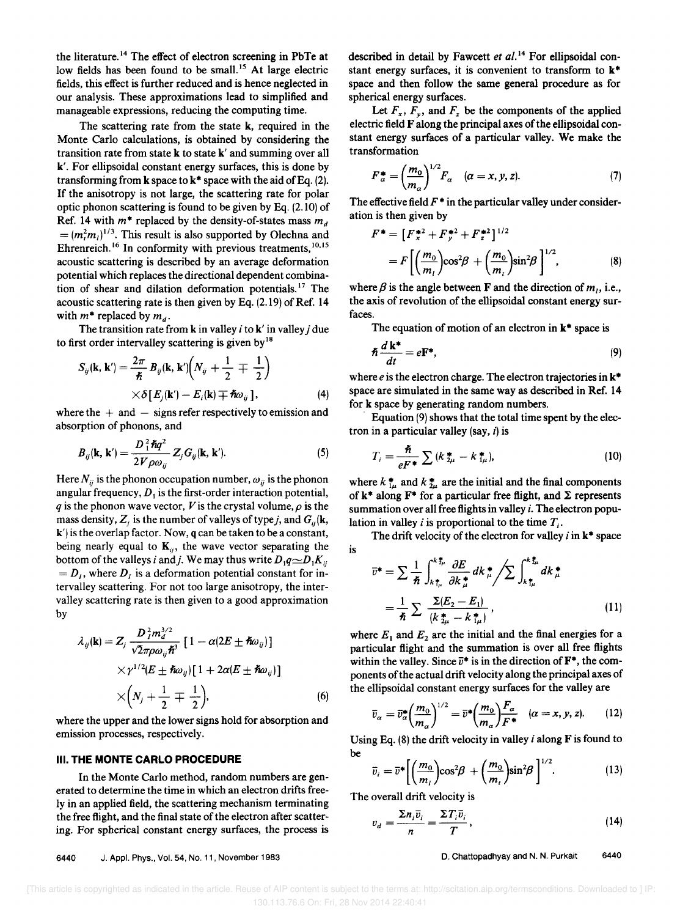the literature.[14] The effect of electron screening in PbTe at low fields has been found to be small.[15] At large electric fields, this effect is further reduced and is hence neglected in our analysis. These approximations lead to simplified and manageable expressions, reducing the computing time.

The scattering rate from the state **k**, required in the Monte Carlo calculations, is obtained by considering the transition rate from state **k** to state **k**′ and summing over all **k**′. For ellipsoidal constant energy surfaces, this is done by transforming from **k** space to **k*** space with the aid of Eq. (2). If the anisotropy is not large, the scattering rate for polar optic phonon scattering is found to be given by Eq. (2.10) of Ref. 14 with $m^*$ replaced by the density-of-states mass $m_d = (m_t^2 m_l)^{1/3}$. This result is also supported by Olechna and Ehrenreich.[16] In conformity with previous treatments,[10,15] acoustic scattering is described by an average deformation potential which replaces the directional dependent combination of shear and dilation deformation potentials.[17] The acoustic scattering rate is then given by Eq. (2.19) of Ref. 14 with $m^*$ replaced by $m_d$.

The transition rate from **k** in valley $i$ to **k**′ in valley $j$ due to first order intervalley scattering is given by[18]

$$S_{ij}(\mathbf{k},\mathbf{k}') = \frac{2\pi}{\hbar} B_{ij}(\mathbf{k},\mathbf{k}')\left(N_{ij} + \frac{1}{2} \mp \frac{1}{2}\right) \times \delta\left[E_j(\mathbf{k}') - E_i(\mathbf{k}) \mp \hbar\omega_{ij}\right], \quad (4)$$

where the + and − signs refer respectively to emission and absorption of phonons, and

$$B_{ij}(\mathbf{k},\mathbf{k}') = \frac{D_1^2 \hbar q^2}{2V\rho\omega_{ij}} Z_j G_{ij}(\mathbf{k},\mathbf{k}'). \quad (5)$$

Here $N_{ij}$ is the phonon occupation number, $\omega_{ij}$ is the phonon angular frequency, $D_1$ is the first-order interaction potential, $q$ is the phonon wave vector, $V$ is the crystal volume, $\rho$ is the mass density, $Z_j$ is the number of valleys of type $j$, and $G_{ij}(\mathbf{k}, \mathbf{k}')$ is the overlap factor. Now, **q** can be taken to be a constant, being nearly equal to $\mathbf{K}_{ij}$, the wave vector separating the bottom of the valleys $i$ and $j$. We may thus write $D_1 q \simeq D_1 K_{ij} = D_I$, where $D_I$ is a deformation potential constant for intervalley scattering. For not too large anisotropy, the intervalley scattering rate is then given to a good approximation by

$$\lambda_{ij}(\mathbf{k}) = Z_j \frac{D_I^2 m_d^{3/2}}{\sqrt{2}\pi\rho\omega_{ij}\hbar^3}\left[1 - \alpha(2E \pm \hbar\omega_{ij})\right] \times \gamma^{1/2}(E \pm \hbar\omega_{ij})\left[1 + 2\alpha(E \pm \hbar\omega_{ij})\right] \times \left(N_j + \frac{1}{2} \mp \frac{1}{2}\right), \quad (6)$$

where the upper and the lower signs hold for absorption and emission processes, respectively.

## III. THE MONTE CARLO PROCEDURE

In the Monte Carlo method, random numbers are generated to determine the time in which an electron drifts freely in an applied field, the scattering mechanism terminating the free flight, and the final state of the electron after scattering. For spherical constant energy surfaces, the process is described in detail by Fawcett *et al.*[14] For ellipsoidal constant energy surfaces, it is convenient to transform to **k*** space and then follow the same general procedure as for spherical energy surfaces.

Let $F_x$, $F_y$, and $F_z$ be the components of the applied electric field **F** along the principal axes of the ellipsoidal constant energy surfaces of a particular valley. We make the transformation

$$F_\alpha^* = \left(\frac{m_0}{m_\alpha}\right)^{1/2} F_\alpha \quad (\alpha = x, y, z). \quad (7)$$

The effective field $F^*$ in the particular valley under consideration is then given by

$$F^* = \left[F_x^{*2} + F_y^{*2} + F_z^{*2}\right]^{1/2} = F\left[\left(\frac{m_0}{m_l}\right)\cos^2\beta + \left(\frac{m_0}{m_t}\right)\sin^2\beta\right]^{1/2}, \quad (8)$$

where $\beta$ is the angle between **F** and the direction of $m_l$, i.e., the axis of revolution of the ellipsoidal constant energy surfaces.

The equation of motion of an electron in **k*** space is

$$\hbar \frac{d\mathbf{k}^*}{dt} = e\mathbf{F}^*, \quad (9)$$

where $e$ is the electron charge. The electron trajectories in **k*** space are simulated in the same way as described in Ref. 14 for **k** space by generating random numbers.

Equation (9) shows that the total time spent by the electron in a particular valley (say, $i$) is

$$T_i = \frac{\hbar}{eF^*} \sum (k_{2\mu}^* - k_{1\mu}^*), \quad (10)$$

where $k_{1\mu}^*$ and $k_{2\mu}^*$ are the initial and the final components of **k*** along **F*** for a particular free flight, and $\Sigma$ represents summation over all free flights in valley $i$. The electron population in valley $i$ is proportional to the time $T_i$.

The drift velocity of the electron for valley $i$ in **k*** space is

$$\bar{v}^* = \sum \frac{1}{\hbar} \int_{k_{1\mu}^*}^{k_{2\mu}^*} \frac{\partial E}{\partial k_\mu^*} dk_\mu^* \Big/ \sum \int_{k_{1\mu}^*}^{k_{2\mu}^*} dk_\mu^* = \frac{1}{\hbar} \sum \frac{\Sigma(E_2 - E_1)}{(k_{2\mu}^* - k_{1\mu}^*)}, \quad (11)$$

where $E_1$ and $E_2$ are the initial and the final energies for a particular flight and the summation is over all free flights within the valley. Since $\bar{v}^*$ is in the direction of **F***, the components of the actual drift velocity along the principal axes of the ellipsoidal constant energy surfaces for the valley are

$$\bar{v}_\alpha = \bar{v}_\alpha^* \left(\frac{m_0}{m_\alpha}\right)^{1/2} = \bar{v}^* \left(\frac{m_0}{m_\alpha}\right) \frac{F_\alpha}{F^*} \quad (\alpha = x, y, z). \quad (12)$$

Using Eq. (8) the drift velocity in valley $i$ along **F** is found to be

$$\bar{v}_i = \bar{v}^* \left[\left(\frac{m_0}{m_l}\right)\cos^2\beta + \left(\frac{m_0}{m_t}\right)\sin^2\beta\right]^{1/2}. \quad (13)$$

The overall drift velocity is

$$v_d = \frac{\Sigma n_i \bar{v}_i}{n} = \frac{\Sigma T_i \bar{v}_i}{T}, \quad (14)$$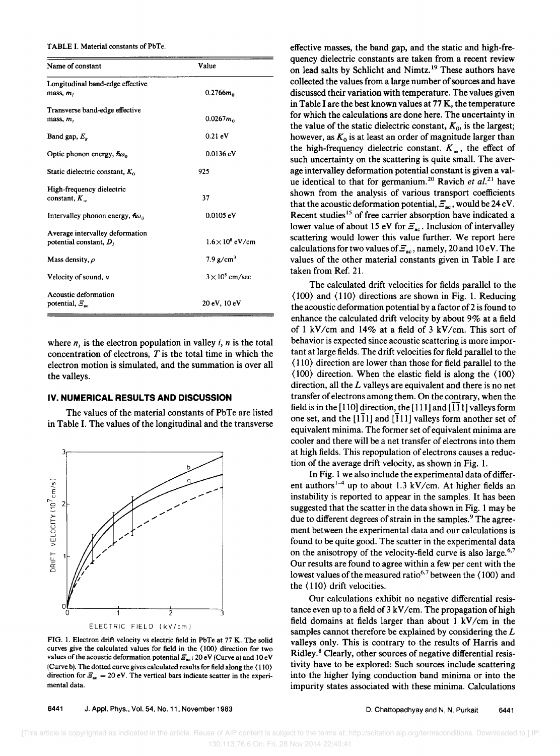TABLE I. Material constants of PbTe.

| Name of constant | Value |
|---|---|
| Longitudinal band-edge effective mass, $m_l$ | $0.2766m_0$ |
| Transverse band-edge effective mass, $m_t$ | $0.0267m_0$ |
| Band gap, $E_g$ | 0.21 eV |
| Optic phonon energy, $\hbar\omega_0$ | 0.0136 eV |
| Static dielectric constant, $K_0$ | 925 |
| High-frequency dielectric constant, $K_\infty$ | 37 |
| Intervalley phonon energy, $\hbar\omega_{ij}$ | 0.0105 eV |
| Average intervalley deformation potential constant, $D_i$ | $1.6\times10^8$ eV/cm |
| Mass density, $\rho$ | 7.9 g/cm$^3$ |
| Velocity of sound, $u$ | $3\times10^5$ cm/sec |
| Acoustic deformation potential, $\Xi_{ac}$ | 20 eV, 10 eV |

where $n_i$ is the electron population in valley $i$, $n$ is the total concentration of electrons, $T$ is the total time in which the electron motion is simulated, and the summation is over all the valleys.

## IV. NUMERICAL RESULTS AND DISCUSSION

The values of the material constants of PbTe are listed in Table I. The values of the longitudinal and the transverse effective masses, the band gap, and the static and high-frequency dielectric constants are taken from a recent review on lead salts by Schlicht and Nimtz.[19] These authors have collected the values from a large number of sources and have discussed their variation with temperature. The values given in Table I are the best known values at 77 K, the temperature for which the calculations are done here. The uncertainty in the value of the static dielectric constant, $K_0$, is the largest; however, as $K_0$ is at least an order of magnitude larger than the high-frequency dielectric constant. $K_\infty$, the effect of such uncertainty on the scattering is quite small. The average intervalley deformation potential constant is given a value identical to that for germanium.[20] Ravich *et al.*[21] have shown from the analysis of various transport coefficients that the acoustic deformation potential, $\Xi_{ac}$, would be 24 eV. Recent studies[15] of free carrier absorption have indicated a lower value of about 15 eV for $\Xi_{ac}$. Inclusion of intervalley scattering would lower this value further. We report here calculations for two values of $\Xi_{ac}$, namely, 20 and 10 eV. The values of the other material constants given in Table I are taken from Ref. 21.

FIG. 1. Electron drift velocity vs electric field in PbTe at 77 K. The solid curves give the calculated values for field in the $\langle 100\rangle$ direction for two values of the acoustic deformation potential $\Xi_{ac}$: 20 eV (Curve a) and 10 eV (Curve b). The dotted curve gives calculated results for field along the $\langle 110\rangle$ direction for $\Xi_{ac} = 20$ eV. The vertical bars indicate scatter in the experimental data.

The calculated drift velocities for fields parallel to the $\langle 100\rangle$ and $\langle 110\rangle$ directions are shown in Fig. 1. Reducing the acoustic deformation potential by a factor of 2 is found to enhance the calculated drift velocity by about 9% at a field of 1 kV/cm and 14% at a field of 3 kV/cm. This sort of behavior is expected since acoustic scattering is more important at large fields. The drift velocities for field parallel to the $\langle 110\rangle$ direction are lower than those for field parallel to the $\langle 100\rangle$ direction. When the elastic field is along the $\langle 100\rangle$ direction, all the $L$ valleys are equivalent and there is no net transfer of electrons among them. On the contrary, when the field is in the [110] direction, the [111] and $[\bar{1}\bar{1}1]$ valleys form one set, and the $[1\bar{1}1]$ and $[\bar{1}11]$ valleys form another set of equivalent minima. The former set of equivalent minima are cooler and there will be a net transfer of electrons into them at high fields. This repopulation of electrons causes a reduction of the average drift velocity, as shown in Fig. 1.

In Fig. 1 we also include the experimental data of different authors[1–4] up to about 1.3 kV/cm. At higher fields an instability is reported to appear in the samples. It has been suggested that the scatter in the data shown in Fig. 1 may be due to different degrees of strain in the samples.[9] The agreement between the experimental data and our calculations is found to be quite good. The scatter in the experimental data on the anisotropy of the velocity-field curve is also large.[6,7] Our results are found to agree within a few per cent with the lowest values of the measured ratio[6,7] between the $\langle 100\rangle$ and the $\langle 110\rangle$ drift velocities.

Our calculations exhibit no negative differential resistance even up to a field of 3 kV/cm. The propagation of high field domains at fields larger than about 1 kV/cm in the samples cannot therefore be explained by considering the $L$ valleys only. This is contrary to the results of Harris and Ridley.[8] Clearly, other sources of negative differential resistivity have to be explored: Such sources include scattering into the higher lying conduction band minima or into the impurity states associated with these minima. Calculations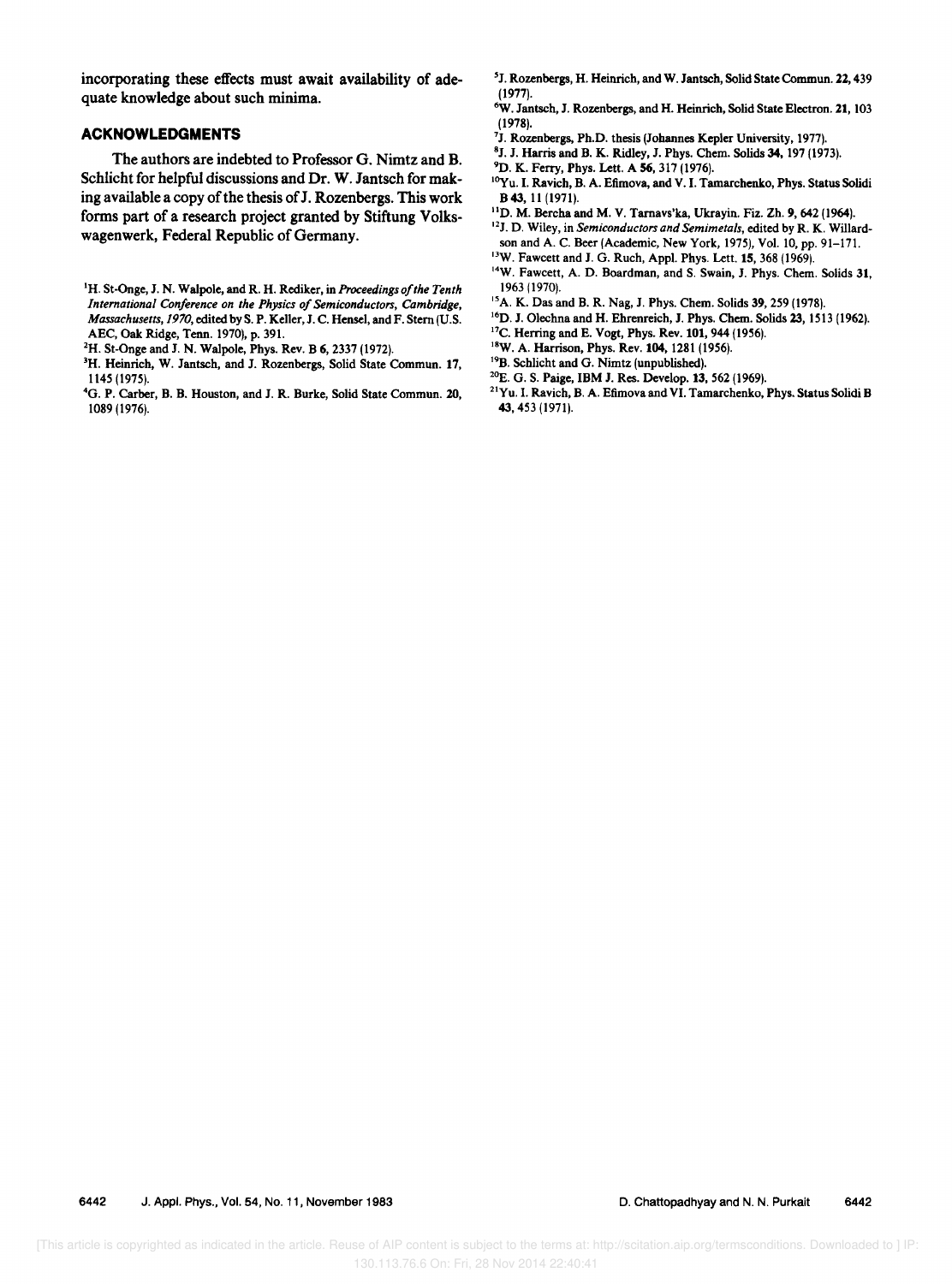incorporating these effects must await availability of adequate knowledge about such minima.

## ACKNOWLEDGMENTS

The authors are indebted to Professor G. Nimtz and B. Schlicht for helpful discussions and Dr. W. Jantsch for making available a copy of the thesis of J. Rozenbergs. This work forms part of a research project granted by Stiftung Volkswagenwerk, Federal Republic of Germany.

[1] H. St-Onge, J. N. Walpole, and R. H. Rediker, in *Proceedings of the Tenth International Conference on the Physics of Semiconductors, Cambridge, Massachusetts, 1970*, edited by S. P. Keller, J. C. Hensel, and F. Stern (U.S. AEC, Oak Ridge, Tenn. 1970), p. 391.

[2] H. St-Onge and J. N. Walpole, Phys. Rev. B **6**, 2337 (1972).

[3] H. Heinrich, W. Jantsch, and J. Rozenbergs, Solid State Commun. **17**, 1145 (1975).

[4] G. P. Carber, B. B. Houston, and J. R. Burke, Solid State Commun. **20**, 1089 (1976).

[5] J. Rozenbergs, H. Heinrich, and W. Jantsch, Solid State Commun. **22**, 439 (1977).

[6] W. Jantsch, J. Rozenbergs, and H. Heinrich, Solid State Electron. **21**, 103 (1978).

[7] J. Rozenbergs, Ph.D. thesis (Johannes Kepler University, 1977).

[8] J. J. Harris and B. K. Ridley, J. Phys. Chem. Solids **34**, 197 (1973).

[9] D. K. Ferry, Phys. Lett. A **56**, 317 (1976).

[10] Yu. I. Ravich, B. A. Efimova, and V. I. Tamarchenko, Phys. Status Solidi B **43**, 11 (1971).

[11] D. M. Bercha and M. V. Tarnavs'ka, Ukrayin. Fiz. Zh. **9**, 642 (1964).

[12] J. D. Wiley, in *Semiconductors and Semimetals*, edited by R. K. Willardson and A. C. Beer (Academic, New York, 1975), Vol. 10, pp. 91–171.

[13] W. Fawcett and J. G. Ruch, Appl. Phys. Lett. **15**, 368 (1969).

[14] W. Fawcett, A. D. Boardman, and S. Swain, J. Phys. Chem. Solids **31**, 1963 (1970).

[15] A. K. Das and B. R. Nag, J. Phys. Chem. Solids **39**, 259 (1978).

[16] D. J. Olechna and H. Ehrenreich, J. Phys. Chem. Solids **23**, 1513 (1962).

[17] C. Herring and E. Vogt, Phys. Rev. **101**, 944 (1956).

[18] W. A. Harrison, Phys. Rev. **104**, 1281 (1956).

[19] B. Schlicht and G. Nimtz (unpublished).

[20] E. G. S. Paige, IBM J. Res. Develop. **13**, 562 (1969).

[21] Yu. I. Ravich, B. A. Efimova and VI. Tamarchenko, Phys. Status Solidi B **43**, 453 (1971).